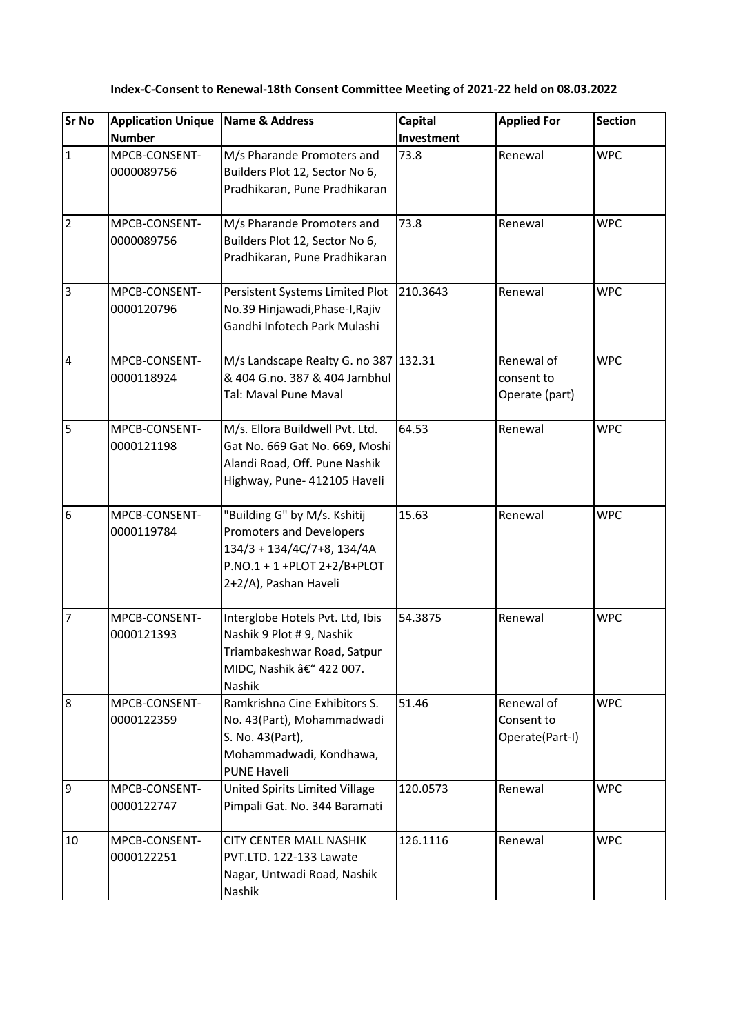**Index-C-Consent to Renewal-18th Consent Committee Meeting of 2021-22 held on 08.03.2022**

| Sr No | Application Unique Number | Name & Address | Capital Investment | Applied For | Section |
|---|---|---|---|---|---|
| 1 | MPCB-CONSENT-0000089756 | M/s Pharande Promoters and Builders Plot 12, Sector No 6, Pradhikaran, Pune Pradhikaran | 73.8 | Renewal | WPC |
| 2 | MPCB-CONSENT-0000089756 | M/s Pharande Promoters and Builders Plot 12, Sector No 6, Pradhikaran, Pune Pradhikaran | 73.8 | Renewal | WPC |
| 3 | MPCB-CONSENT-0000120796 | Persistent Systems Limited Plot No.39 Hinjawadi,Phase-I,Rajiv Gandhi Infotech Park Mulashi | 210.3643 | Renewal | WPC |
| 4 | MPCB-CONSENT-0000118924 | M/s Landscape Realty G. no 387 & 404 G.no. 387 & 404 Jambhul Tal: Maval Pune Maval | 132.31 | Renewal of consent to Operate (part) | WPC |
| 5 | MPCB-CONSENT-0000121198 | M/s. Ellora Buildwell Pvt. Ltd. Gat No. 669 Gat No. 669, Moshi Alandi Road, Off. Pune Nashik Highway, Pune- 412105 Haveli | 64.53 | Renewal | WPC |
| 6 | MPCB-CONSENT-0000119784 | "Building G" by M/s. Kshitij Promoters and Developers 134/3 + 134/4C/7+8, 134/4A P.NO.1 + 1 +PLOT 2+2/B+PLOT 2+2/A), Pashan Haveli | 15.63 | Renewal | WPC |
| 7 | MPCB-CONSENT-0000121393 | Interglobe Hotels Pvt. Ltd, Ibis Nashik 9 Plot # 9, Nashik Triambakeshwar Road, Satpur MIDC, Nashik â€" 422 007. Nashik | 54.3875 | Renewal | WPC |
| 8 | MPCB-CONSENT-0000122359 | Ramkrishna Cine Exhibitors S. No. 43(Part), Mohammadwadi S. No. 43(Part), Mohammadwadi, Kondhawa, PUNE Haveli | 51.46 | Renewal of Consent to Operate(Part-I) | WPC |
| 9 | MPCB-CONSENT-0000122747 | United Spirits Limited Village Pimpali Gat. No. 344 Baramati | 120.0573 | Renewal | WPC |
| 10 | MPCB-CONSENT-0000122251 | CITY CENTER MALL NASHIK PVT.LTD. 122-133 Lawate Nagar, Untwadi Road, Nashik Nashik | 126.1116 | Renewal | WPC |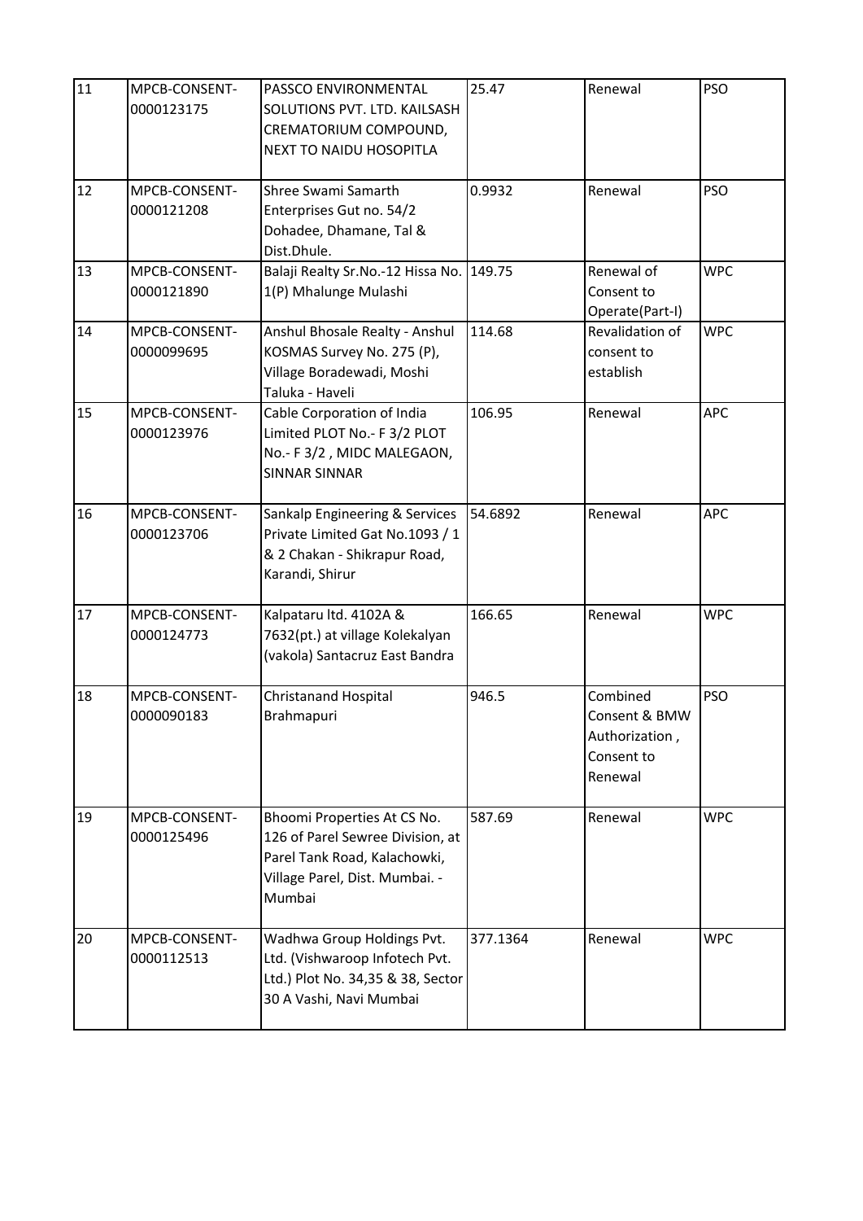| | | | | | |
|---|---|---|---|---|---|
| 11 | MPCB-CONSENT-0000123175 | PASSCO ENVIRONMENTAL SOLUTIONS PVT. LTD. KAILSASH CREMATORIUM COMPOUND, NEXT TO NAIDU HOSOPITLA | 25.47 | Renewal | PSO |
| 12 | MPCB-CONSENT-0000121208 | Shree Swami Samarth Enterprises Gut no. 54/2 Dohadee, Dhamane, Tal & Dist.Dhule. | 0.9932 | Renewal | PSO |
| 13 | MPCB-CONSENT-0000121890 | Balaji Realty Sr.No.-12 Hissa No. 1(P) Mhalunge Mulashi | 149.75 | Renewal of Consent to Operate(Part-I) | WPC |
| 14 | MPCB-CONSENT-0000099695 | Anshul Bhosale Realty - Anshul KOSMAS Survey No. 275 (P), Village Boradewadi, Moshi Taluka - Haveli | 114.68 | Revalidation of consent to establish | WPC |
| 15 | MPCB-CONSENT-0000123976 | Cable Corporation of India Limited PLOT No.- F 3/2 PLOT No.- F 3/2 , MIDC MALEGAON, SINNAR SINNAR | 106.95 | Renewal | APC |
| 16 | MPCB-CONSENT-0000123706 | Sankalp Engineering & Services Private Limited Gat No.1093 / 1 & 2 Chakan - Shikrapur Road, Karandi, Shirur | 54.6892 | Renewal | APC |
| 17 | MPCB-CONSENT-0000124773 | Kalpataru ltd. 4102A & 7632(pt.) at village Kolekalyan (vakola) Santacruz East Bandra | 166.65 | Renewal | WPC |
| 18 | MPCB-CONSENT-0000090183 | Christanand Hospital Brahmapuri | 946.5 | Combined Consent & BMW Authorization , Consent to Renewal | PSO |
| 19 | MPCB-CONSENT-0000125496 | Bhoomi Properties At CS No. 126 of Parel Sewree Division, at Parel Tank Road, Kalachowki, Village Parel, Dist. Mumbai. - Mumbai | 587.69 | Renewal | WPC |
| 20 | MPCB-CONSENT-0000112513 | Wadhwa Group Holdings Pvt. Ltd. (Vishwaroop Infotech Pvt. Ltd.) Plot No. 34,35 & 38, Sector 30 A Vashi, Navi Mumbai | 377.1364 | Renewal | WPC |